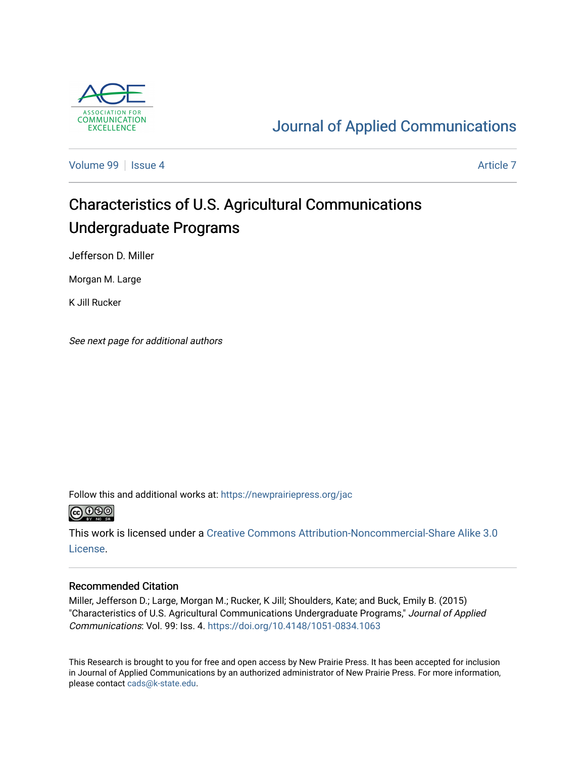Journal of Applied Communications

Volume 99 | Issue 4 | Article 7

# Characteristics of U.S. Agricultural Communications Undergraduate Programs

Jefferson D. Miller

Morgan M. Large

K Jill Rucker

*See next page for additional authors*

Follow this and additional works at: https://newprairiepress.org/jac

This work is licensed under a Creative Commons Attribution-Noncommercial-Share Alike 3.0 License.

## Recommended Citation

Miller, Jefferson D.; Large, Morgan M.; Rucker, K Jill; Shoulders, Kate; and Buck, Emily B. (2015) "Characteristics of U.S. Agricultural Communications Undergraduate Programs," *Journal of Applied Communications*: Vol. 99: Iss. 4. https://doi.org/10.4148/1051-0834.1063

This Research is brought to you for free and open access by New Prairie Press. It has been accepted for inclusion in Journal of Applied Communications by an authorized administrator of New Prairie Press. For more information, please contact cads@k-state.edu.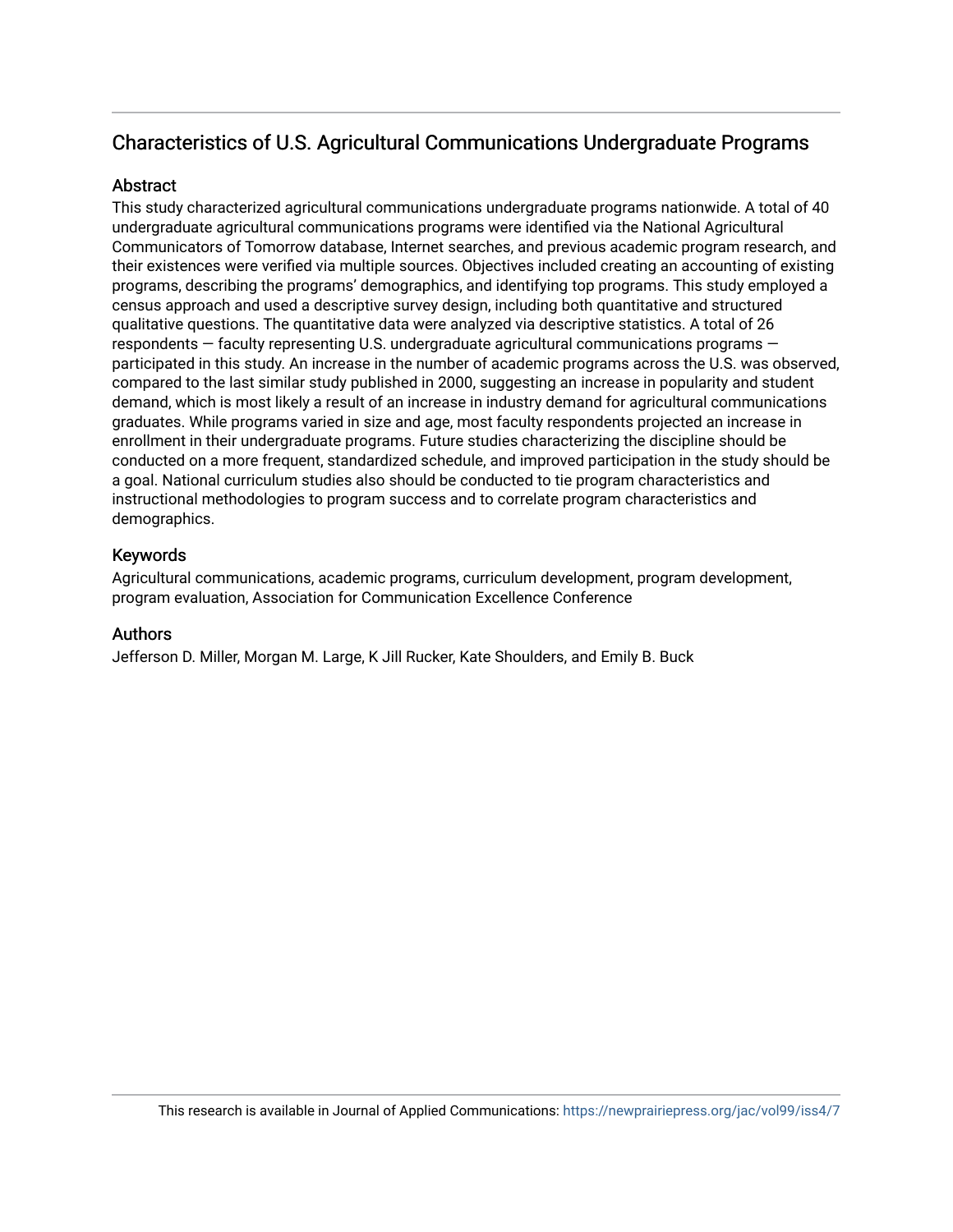# Characteristics of U.S. Agricultural Communications Undergraduate Programs

## Abstract

This study characterized agricultural communications undergraduate programs nationwide. A total of 40 undergraduate agricultural communications programs were identified via the National Agricultural Communicators of Tomorrow database, Internet searches, and previous academic program research, and their existences were verified via multiple sources. Objectives included creating an accounting of existing programs, describing the programs' demographics, and identifying top programs. This study employed a census approach and used a descriptive survey design, including both quantitative and structured qualitative questions. The quantitative data were analyzed via descriptive statistics. A total of 26 respondents — faculty representing U.S. undergraduate agricultural communications programs — participated in this study. An increase in the number of academic programs across the U.S. was observed, compared to the last similar study published in 2000, suggesting an increase in popularity and student demand, which is most likely a result of an increase in industry demand for agricultural communications graduates. While programs varied in size and age, most faculty respondents projected an increase in enrollment in their undergraduate programs. Future studies characterizing the discipline should be conducted on a more frequent, standardized schedule, and improved participation in the study should be a goal. National curriculum studies also should be conducted to tie program characteristics and instructional methodologies to program success and to correlate program characteristics and demographics.

## Keywords

Agricultural communications, academic programs, curriculum development, program development, program evaluation, Association for Communication Excellence Conference

## Authors

Jefferson D. Miller, Morgan M. Large, K Jill Rucker, Kate Shoulders, and Emily B. Buck

This research is available in Journal of Applied Communications: https://newprairiepress.org/jac/vol99/iss4/7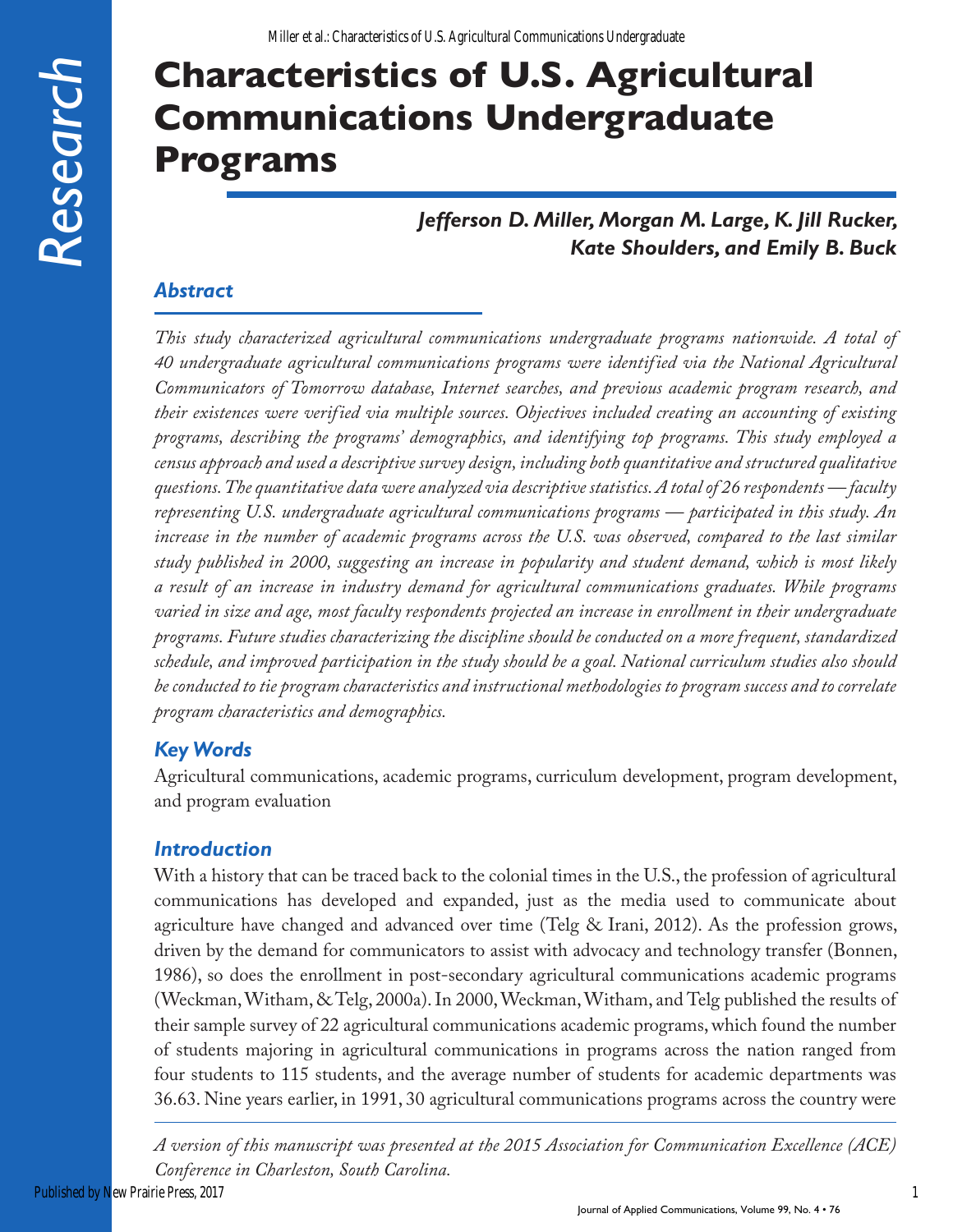# Characteristics of U.S. Agricultural Communications Undergraduate Programs

***Jefferson D. Miller, Morgan M. Large, K. Jill Rucker, Kate Shoulders, and Emily B. Buck***

## Abstract

*This study characterized agricultural communications undergraduate programs nationwide. A total of 40 undergraduate agricultural communications programs were identified via the National Agricultural Communicators of Tomorrow database, Internet searches, and previous academic program research, and their existences were verified via multiple sources. Objectives included creating an accounting of existing programs, describing the programs' demographics, and identifying top programs. This study employed a census approach and used a descriptive survey design, including both quantitative and structured qualitative questions. The quantitative data were analyzed via descriptive statistics. A total of 26 respondents — faculty representing U.S. undergraduate agricultural communications programs — participated in this study. An increase in the number of academic programs across the U.S. was observed, compared to the last similar study published in 2000, suggesting an increase in popularity and student demand, which is most likely a result of an increase in industry demand for agricultural communications graduates. While programs varied in size and age, most faculty respondents projected an increase in enrollment in their undergraduate programs. Future studies characterizing the discipline should be conducted on a more frequent, standardized schedule, and improved participation in the study should be a goal. National curriculum studies also should be conducted to tie program characteristics and instructional methodologies to program success and to correlate program characteristics and demographics.*

## Key Words

Agricultural communications, academic programs, curriculum development, program development, and program evaluation

## Introduction

With a history that can be traced back to the colonial times in the U.S., the profession of agricultural communications has developed and expanded, just as the media used to communicate about agriculture have changed and advanced over time (Telg & Irani, 2012). As the profession grows, driven by the demand for communicators to assist with advocacy and technology transfer (Bonnen, 1986), so does the enrollment in post-secondary agricultural communications academic programs (Weckman, Witham, & Telg, 2000a). In 2000, Weckman, Witham, and Telg published the results of their sample survey of 22 agricultural communications academic programs, which found the number of students majoring in agricultural communications in programs across the nation ranged from four students to 115 students, and the average number of students for academic departments was 36.63. Nine years earlier, in 1991, 30 agricultural communications programs across the country were

*A version of this manuscript was presented at the 2015 Association for Communication Excellence (ACE) Conference in Charleston, South Carolina.*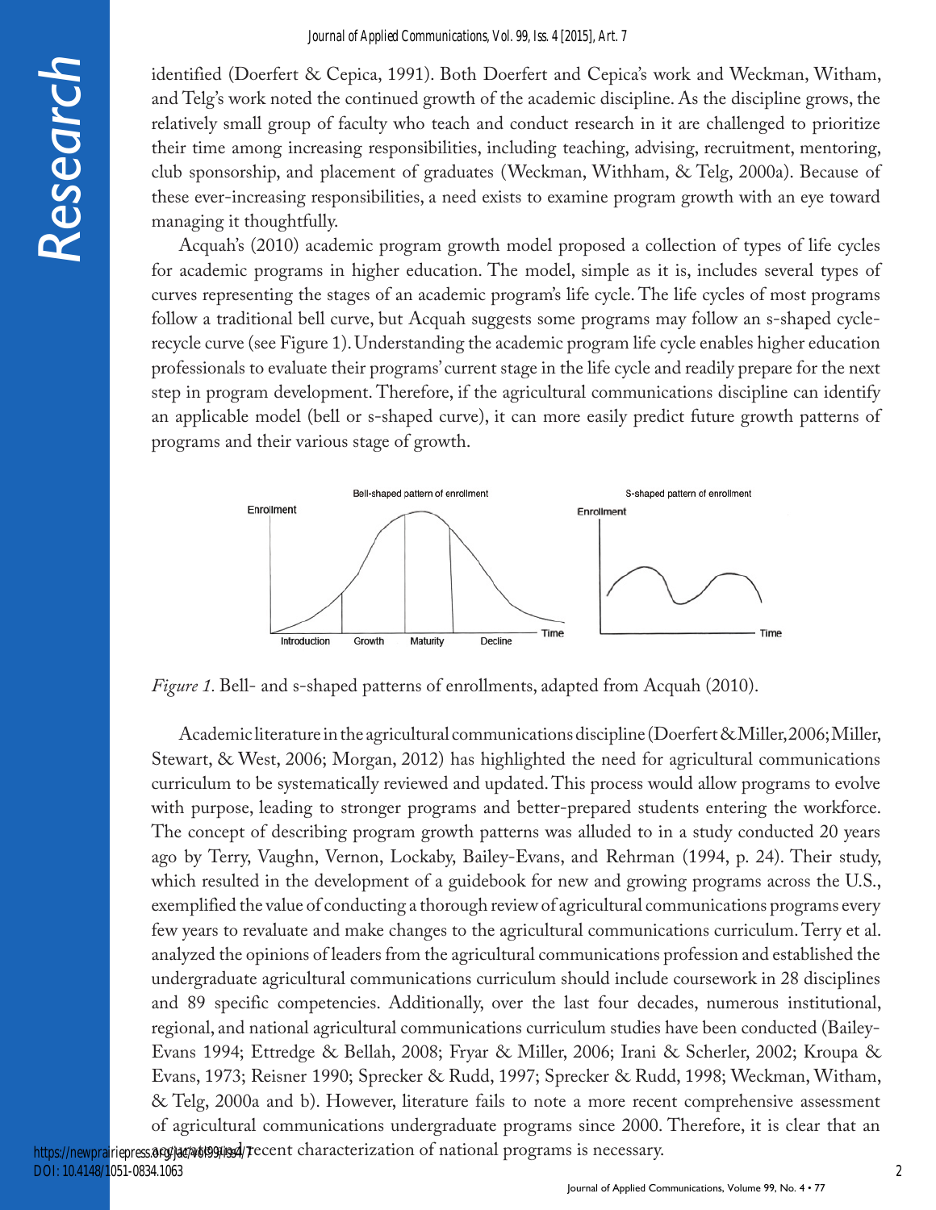identified (Doerfert & Cepica, 1991). Both Doerfert and Cepica's work and Weckman, Witham, and Telg's work noted the continued growth of the academic discipline. As the discipline grows, the relatively small group of faculty who teach and conduct research in it are challenged to prioritize their time among increasing responsibilities, including teaching, advising, recruitment, mentoring, club sponsorship, and placement of graduates (Weckman, Withham, & Telg, 2000a). Because of these ever-increasing responsibilities, a need exists to examine program growth with an eye toward managing it thoughtfully.

Acquah's (2010) academic program growth model proposed a collection of types of life cycles for academic programs in higher education. The model, simple as it is, includes several types of curves representing the stages of an academic program's life cycle. The life cycles of most programs follow a traditional bell curve, but Acquah suggests some programs may follow an s-shaped cycle-recycle curve (see Figure 1). Understanding the academic program life cycle enables higher education professionals to evaluate their programs' current stage in the life cycle and readily prepare for the next step in program development. Therefore, if the agricultural communications discipline can identify an applicable model (bell or s-shaped curve), it can more easily predict future growth patterns of programs and their various stage of growth.

*Figure 1.* Bell- and s-shaped patterns of enrollments, adapted from Acquah (2010).

Academic literature in the agricultural communications discipline (Doerfert & Miller, 2006; Miller, Stewart, & West, 2006; Morgan, 2012) has highlighted the need for agricultural communications curriculum to be systematically reviewed and updated. This process would allow programs to evolve with purpose, leading to stronger programs and better-prepared students entering the workforce. The concept of describing program growth patterns was alluded to in a study conducted 20 years ago by Terry, Vaughn, Vernon, Lockaby, Bailey-Evans, and Rehrman (1994, p. 24). Their study, which resulted in the development of a guidebook for new and growing programs across the U.S., exemplified the value of conducting a thorough review of agricultural communications programs every few years to revaluate and make changes to the agricultural communications curriculum. Terry et al. analyzed the opinions of leaders from the agricultural communications profession and established the undergraduate agricultural communications curriculum should include coursework in 28 disciplines and 89 specific competencies. Additionally, over the last four decades, numerous institutional, regional, and national agricultural communications curriculum studies have been conducted (Bailey-Evans 1994; Ettredge & Bellah, 2008; Fryar & Miller, 2006; Irani & Scherler, 2002; Kroupa & Evans, 1973; Reisner 1990; Sprecker & Rudd, 1997; Sprecker & Rudd, 1998; Weckman, Witham, & Telg, 2000a and b). However, literature fails to note a more recent comprehensive assessment of agricultural communications undergraduate programs since 2000. Therefore, it is clear that an organized, recent characterization of national programs is necessary.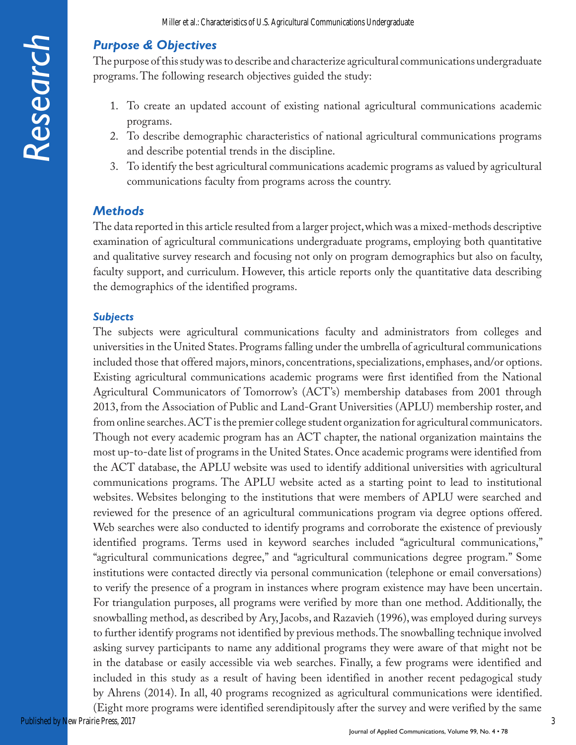## Purpose & Objectives

The purpose of this study was to describe and characterize agricultural communications undergraduate programs. The following research objectives guided the study:

1. To create an updated account of existing national agricultural communications academic programs.
2. To describe demographic characteristics of national agricultural communications programs and describe potential trends in the discipline.
3. To identify the best agricultural communications academic programs as valued by agricultural communications faculty from programs across the country.

## Methods

The data reported in this article resulted from a larger project, which was a mixed-methods descriptive examination of agricultural communications undergraduate programs, employing both quantitative and qualitative survey research and focusing not only on program demographics but also on faculty, faculty support, and curriculum. However, this article reports only the quantitative data describing the demographics of the identified programs.

### Subjects

The subjects were agricultural communications faculty and administrators from colleges and universities in the United States. Programs falling under the umbrella of agricultural communications included those that offered majors, minors, concentrations, specializations, emphases, and/or options. Existing agricultural communications academic programs were first identified from the National Agricultural Communicators of Tomorrow's (ACT's) membership databases from 2001 through 2013, from the Association of Public and Land-Grant Universities (APLU) membership roster, and from online searches. ACT is the premier college student organization for agricultural communicators. Though not every academic program has an ACT chapter, the national organization maintains the most up-to-date list of programs in the United States. Once academic programs were identified from the ACT database, the APLU website was used to identify additional universities with agricultural communications programs. The APLU website acted as a starting point to lead to institutional websites. Websites belonging to the institutions that were members of APLU were searched and reviewed for the presence of an agricultural communications program via degree options offered. Web searches were also conducted to identify programs and corroborate the existence of previously identified programs. Terms used in keyword searches included "agricultural communications," "agricultural communications degree," and "agricultural communications degree program." Some institutions were contacted directly via personal communication (telephone or email conversations) to verify the presence of a program in instances where program existence may have been uncertain. For triangulation purposes, all programs were verified by more than one method. Additionally, the snowballing method, as described by Ary, Jacobs, and Razavieh (1996), was employed during surveys to further identify programs not identified by previous methods. The snowballing technique involved asking survey participants to name any additional programs they were aware of that might not be in the database or easily accessible via web searches. Finally, a few programs were identified and included in this study as a result of having been identified in another recent pedagogical study by Ahrens (2014). In all, 40 programs recognized as agricultural communications were identified. (Eight more programs were identified serendipitously after the survey and were verified by the same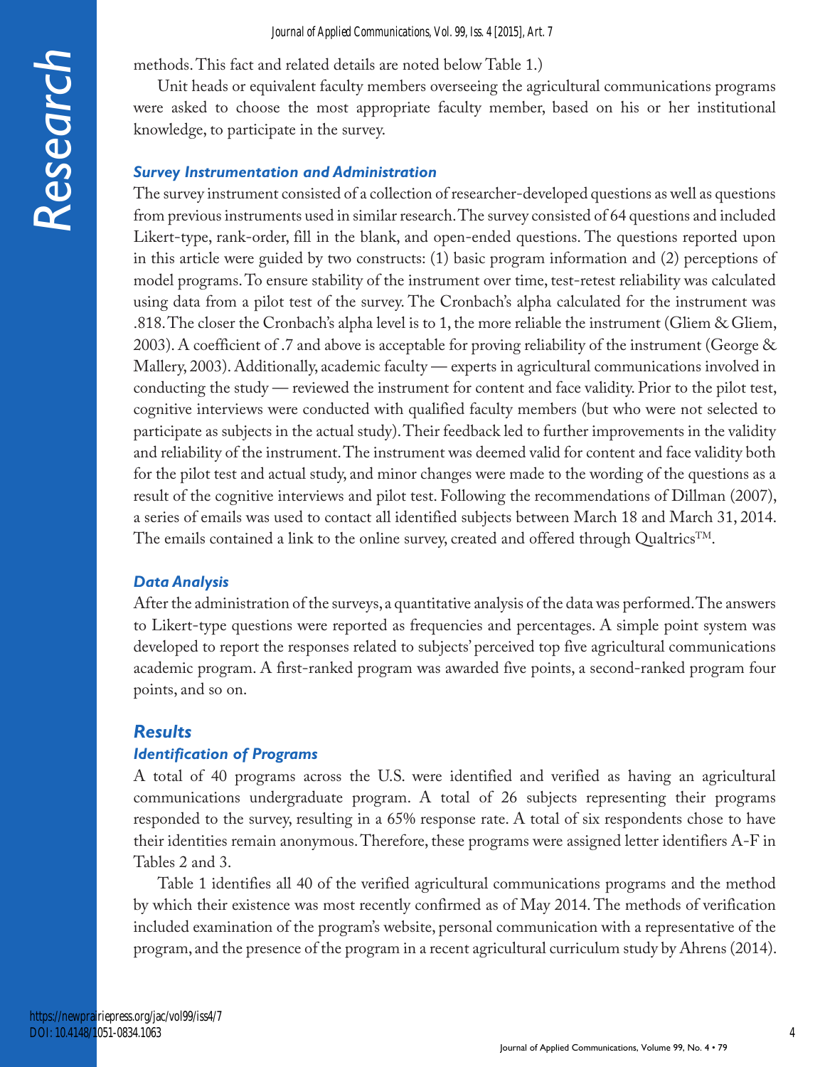methods. This fact and related details are noted below Table 1.)

Unit heads or equivalent faculty members overseeing the agricultural communications programs were asked to choose the most appropriate faculty member, based on his or her institutional knowledge, to participate in the survey.

### *Survey Instrumentation and Administration*

The survey instrument consisted of a collection of researcher-developed questions as well as questions from previous instruments used in similar research. The survey consisted of 64 questions and included Likert-type, rank-order, fill in the blank, and open-ended questions. The questions reported upon in this article were guided by two constructs: (1) basic program information and (2) perceptions of model programs. To ensure stability of the instrument over time, test-retest reliability was calculated using data from a pilot test of the survey. The Cronbach's alpha calculated for the instrument was .818. The closer the Cronbach's alpha level is to 1, the more reliable the instrument (Gliem & Gliem, 2003). A coefficient of .7 and above is acceptable for proving reliability of the instrument (George & Mallery, 2003). Additionally, academic faculty — experts in agricultural communications involved in conducting the study — reviewed the instrument for content and face validity. Prior to the pilot test, cognitive interviews were conducted with qualified faculty members (but who were not selected to participate as subjects in the actual study). Their feedback led to further improvements in the validity and reliability of the instrument. The instrument was deemed valid for content and face validity both for the pilot test and actual study, and minor changes were made to the wording of the questions as a result of the cognitive interviews and pilot test. Following the recommendations of Dillman (2007), a series of emails was used to contact all identified subjects between March 18 and March 31, 2014. The emails contained a link to the online survey, created and offered through Qualtrics™.

### *Data Analysis*

After the administration of the surveys, a quantitative analysis of the data was performed. The answers to Likert-type questions were reported as frequencies and percentages. A simple point system was developed to report the responses related to subjects' perceived top five agricultural communications academic program. A first-ranked program was awarded five points, a second-ranked program four points, and so on.

## *Results*

### *Identification of Programs*

A total of 40 programs across the U.S. were identified and verified as having an agricultural communications undergraduate program. A total of 26 subjects representing their programs responded to the survey, resulting in a 65% response rate. A total of six respondents chose to have their identities remain anonymous. Therefore, these programs were assigned letter identifiers A-F in Tables 2 and 3.

Table 1 identifies all 40 of the verified agricultural communications programs and the method by which their existence was most recently confirmed as of May 2014. The methods of verification included examination of the program's website, personal communication with a representative of the program, and the presence of the program in a recent agricultural curriculum study by Ahrens (2014).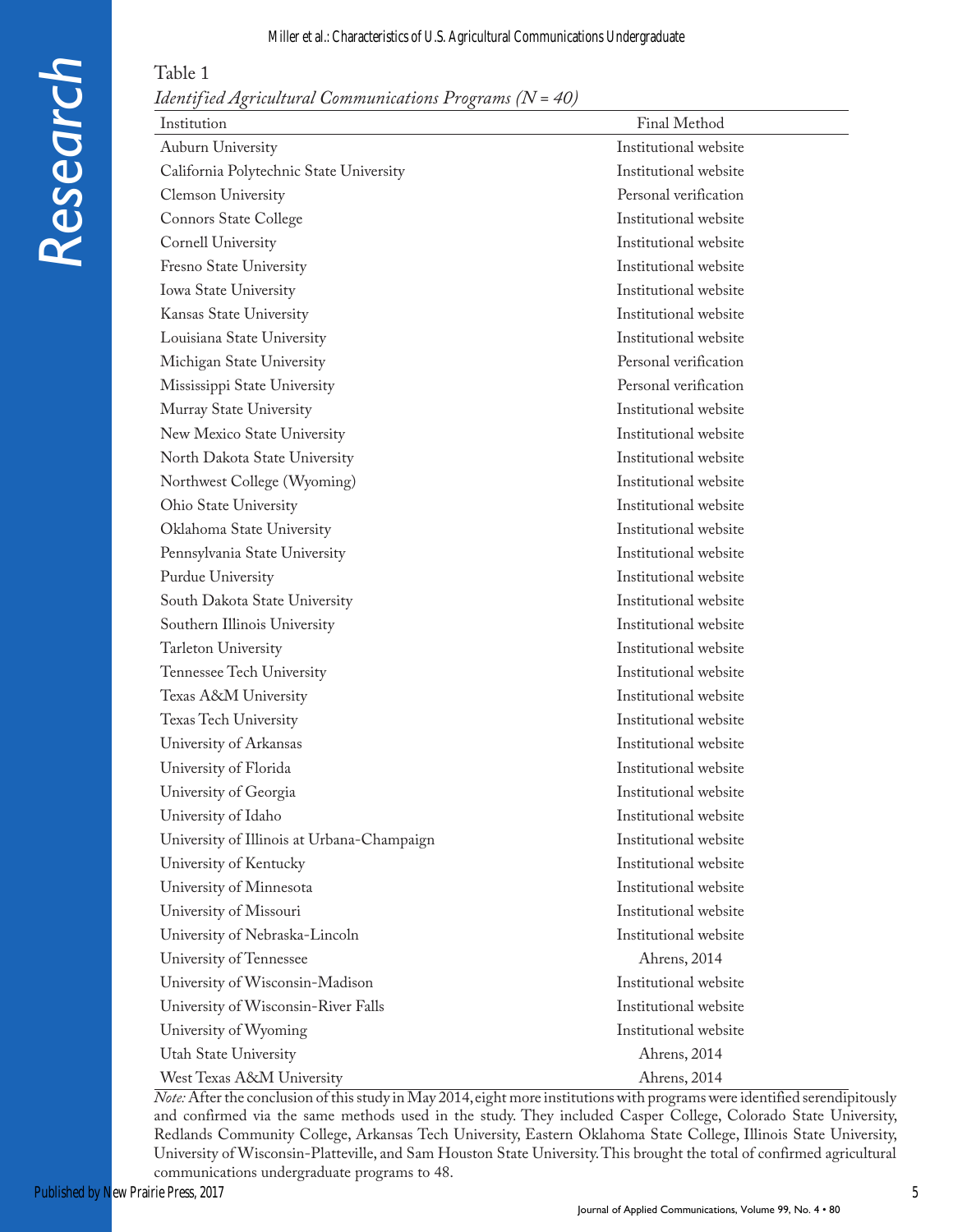Table 1

*Identified Agricultural Communications Programs (N = 40)*

| Institution | Final Method |
|---|---|
| Auburn University | Institutional website |
| California Polytechnic State University | Institutional website |
| Clemson University | Personal verification |
| Connors State College | Institutional website |
| Cornell University | Institutional website |
| Fresno State University | Institutional website |
| Iowa State University | Institutional website |
| Kansas State University | Institutional website |
| Louisiana State University | Institutional website |
| Michigan State University | Personal verification |
| Mississippi State University | Personal verification |
| Murray State University | Institutional website |
| New Mexico State University | Institutional website |
| North Dakota State University | Institutional website |
| Northwest College (Wyoming) | Institutional website |
| Ohio State University | Institutional website |
| Oklahoma State University | Institutional website |
| Pennsylvania State University | Institutional website |
| Purdue University | Institutional website |
| South Dakota State University | Institutional website |
| Southern Illinois University | Institutional website |
| Tarleton University | Institutional website |
| Tennessee Tech University | Institutional website |
| Texas A&M University | Institutional website |
| Texas Tech University | Institutional website |
| University of Arkansas | Institutional website |
| University of Florida | Institutional website |
| University of Georgia | Institutional website |
| University of Idaho | Institutional website |
| University of Illinois at Urbana-Champaign | Institutional website |
| University of Kentucky | Institutional website |
| University of Minnesota | Institutional website |
| University of Missouri | Institutional website |
| University of Nebraska-Lincoln | Institutional website |
| University of Tennessee | Ahrens, 2014 |
| University of Wisconsin-Madison | Institutional website |
| University of Wisconsin-River Falls | Institutional website |
| University of Wyoming | Institutional website |
| Utah State University | Ahrens, 2014 |
| West Texas A&M University | Ahrens, 2014 |

*Note:* After the conclusion of this study in May 2014, eight more institutions with programs were identified serendipitously and confirmed via the same methods used in the study. They included Casper College, Colorado State University, Redlands Community College, Arkansas Tech University, Eastern Oklahoma State College, Illinois State University, University of Wisconsin-Platteville, and Sam Houston State University. This brought the total of confirmed agricultural communications undergraduate programs to 48.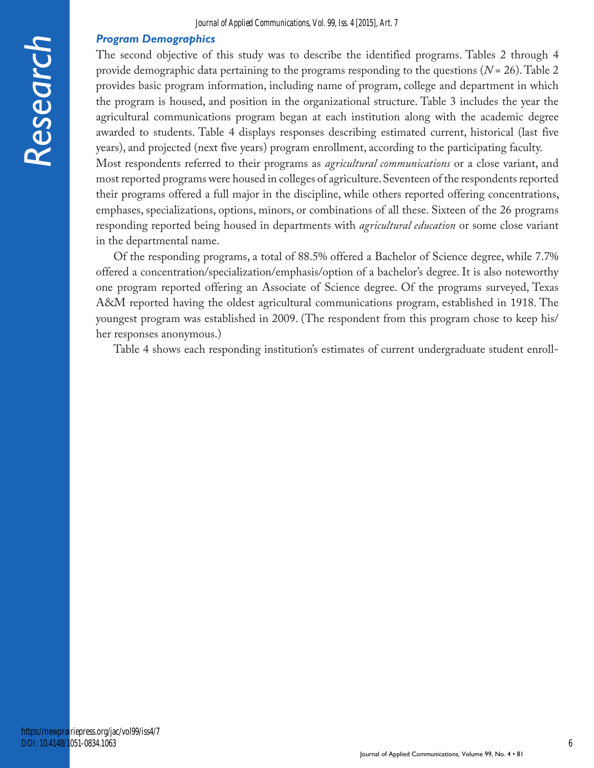### *Program Demographics*

The second objective of this study was to describe the identified programs. Tables 2 through 4 provide demographic data pertaining to the programs responding to the questions ($N = 26$). Table 2 provides basic program information, including name of program, college and department in which the program is housed, and position in the organizational structure. Table 3 includes the year the agricultural communications program began at each institution along with the academic degree awarded to students. Table 4 displays responses describing estimated current, historical (last five years), and projected (next five years) program enrollment, according to the participating faculty.

Most respondents referred to their programs as *agricultural communications* or a close variant, and most reported programs were housed in colleges of agriculture. Seventeen of the respondents reported their programs offered a full major in the discipline, while others reported offering concentrations, emphases, specializations, options, minors, or combinations of all these. Sixteen of the 26 programs responding reported being housed in departments with *agricultural education* or some close variant in the departmental name.

Of the responding programs, a total of 88.5% offered a Bachelor of Science degree, while 7.7% offered a concentration/specialization/emphasis/option of a bachelor's degree. It is also noteworthy one program reported offering an Associate of Science degree. Of the programs surveyed, Texas A&M reported having the oldest agricultural communications program, established in 1918. The youngest program was established in 2009. (The respondent from this program chose to keep his/her responses anonymous.)

Table 4 shows each responding institution's estimates of current undergraduate student enroll-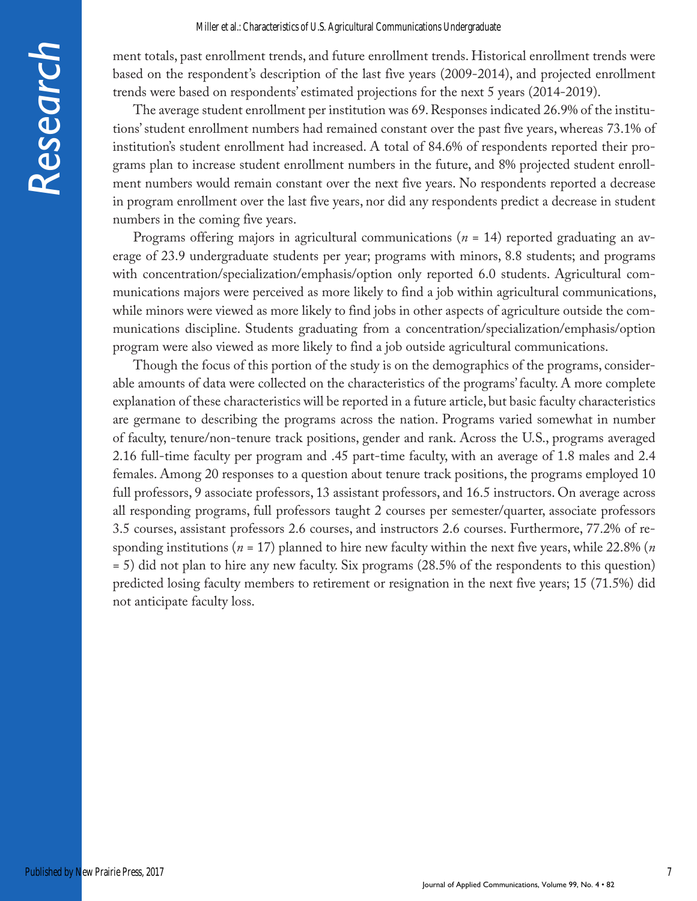ment totals, past enrollment trends, and future enrollment trends. Historical enrollment trends were based on the respondent's description of the last five years (2009-2014), and projected enrollment trends were based on respondents' estimated projections for the next 5 years (2014-2019).

The average student enrollment per institution was 69. Responses indicated 26.9% of the institutions' student enrollment numbers had remained constant over the past five years, whereas 73.1% of institution's student enrollment had increased. A total of 84.6% of respondents reported their programs plan to increase student enrollment numbers in the future, and 8% projected student enrollment numbers would remain constant over the next five years. No respondents reported a decrease in program enrollment over the last five years, nor did any respondents predict a decrease in student numbers in the coming five years.

Programs offering majors in agricultural communications ($n$ = 14) reported graduating an average of 23.9 undergraduate students per year; programs with minors, 8.8 students; and programs with concentration/specialization/emphasis/option only reported 6.0 students. Agricultural communications majors were perceived as more likely to find a job within agricultural communications, while minors were viewed as more likely to find jobs in other aspects of agriculture outside the communications discipline. Students graduating from a concentration/specialization/emphasis/option program were also viewed as more likely to find a job outside agricultural communications.

Though the focus of this portion of the study is on the demographics of the programs, considerable amounts of data were collected on the characteristics of the programs' faculty. A more complete explanation of these characteristics will be reported in a future article, but basic faculty characteristics are germane to describing the programs across the nation. Programs varied somewhat in number of faculty, tenure/non-tenure track positions, gender and rank. Across the U.S., programs averaged 2.16 full-time faculty per program and .45 part-time faculty, with an average of 1.8 males and 2.4 females. Among 20 responses to a question about tenure track positions, the programs employed 10 full professors, 9 associate professors, 13 assistant professors, and 16.5 instructors. On average across all responding programs, full professors taught 2 courses per semester/quarter, associate professors 3.5 courses, assistant professors 2.6 courses, and instructors 2.6 courses. Furthermore, 77.2% of responding institutions ($n$ = 17) planned to hire new faculty within the next five years, while 22.8% ($n$ = 5) did not plan to hire any new faculty. Six programs (28.5% of the respondents to this question) predicted losing faculty members to retirement or resignation in the next five years; 15 (71.5%) did not anticipate faculty loss.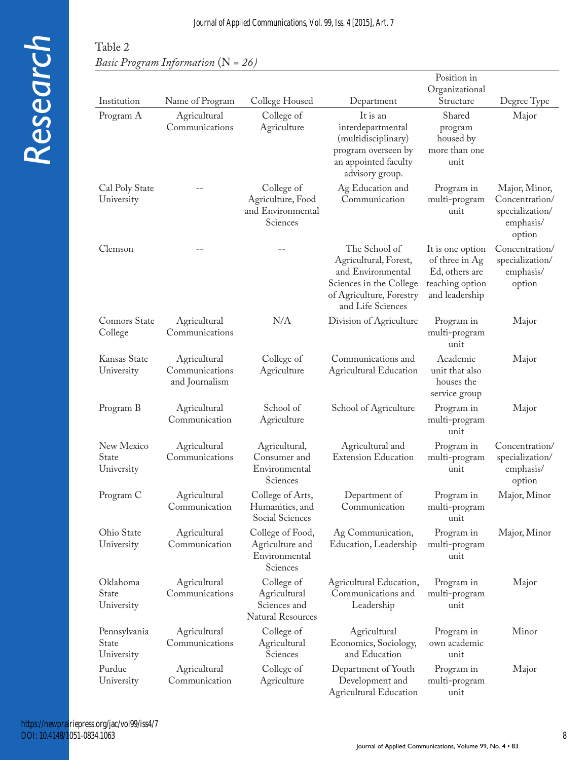Table 2
*Basic Program Information* (N = *26)*

| Institution | Name of Program | College Housed | Department | Position in Organizational Structure | Degree Type |
|---|---|---|---|---|---|
| Program A | Agricultural Communications | College of Agriculture | It is an interdepartmental (multidisciplinary) program overseen by an appointed faculty advisory group. | Shared program housed by more than one unit | Major |
| Cal Poly State University | -- | College of Agriculture, Food and Environmental Sciences | Ag Education and Communication | Program in multi-program unit | Major, Minor, Concentration/ specialization/ emphasis/ option |
| Clemson | -- | -- | The School of Agricultural, Forest, and Environmental Sciences in the College of Agriculture, Forestry and Life Sciences | It is one option of three in Ag Ed, others are teaching option and leadership | Concentration/ specialization/ emphasis/ option |
| Connors State College | Agricultural Communications | N/A | Division of Agriculture | Program in multi-program unit | Major |
| Kansas State University | Agricultural Communications and Journalism | College of Agriculture | Communications and Agricultural Education | Academic unit that also houses the service group | Major |
| Program B | Agricultural Communication | School of Agriculture | School of Agriculture | Program in multi-program unit | Major |
| New Mexico State University | Agricultural Communications | Agricultural, Consumer and Environmental Sciences | Agricultural and Extension Education | Program in multi-program unit | Concentration/ specialization/ emphasis/ option |
| Program C | Agricultural Communication | College of Arts, Humanities, and Social Sciences | Department of Communication | Program in multi-program unit | Major, Minor |
| Ohio State University | Agricultural Communication | College of Food, Agriculture and Environmental Sciences | Ag Communication, Education, Leadership | Program in multi-program unit | Major, Minor |
| Oklahoma State University | Agricultural Communications | College of Agricultural Sciences and Natural Resources | Agricultural Education, Communications and Leadership | Program in multi-program unit | Major |
| Pennsylvania State University | Agricultural Communications | College of Agricultural Sciences | Agricultural Economics, Sociology, and Education | Program in own academic unit | Minor |
| Purdue University | Agricultural Communication | College of Agriculture | Department of Youth Development and Agricultural Education | Program in multi-program unit | Major |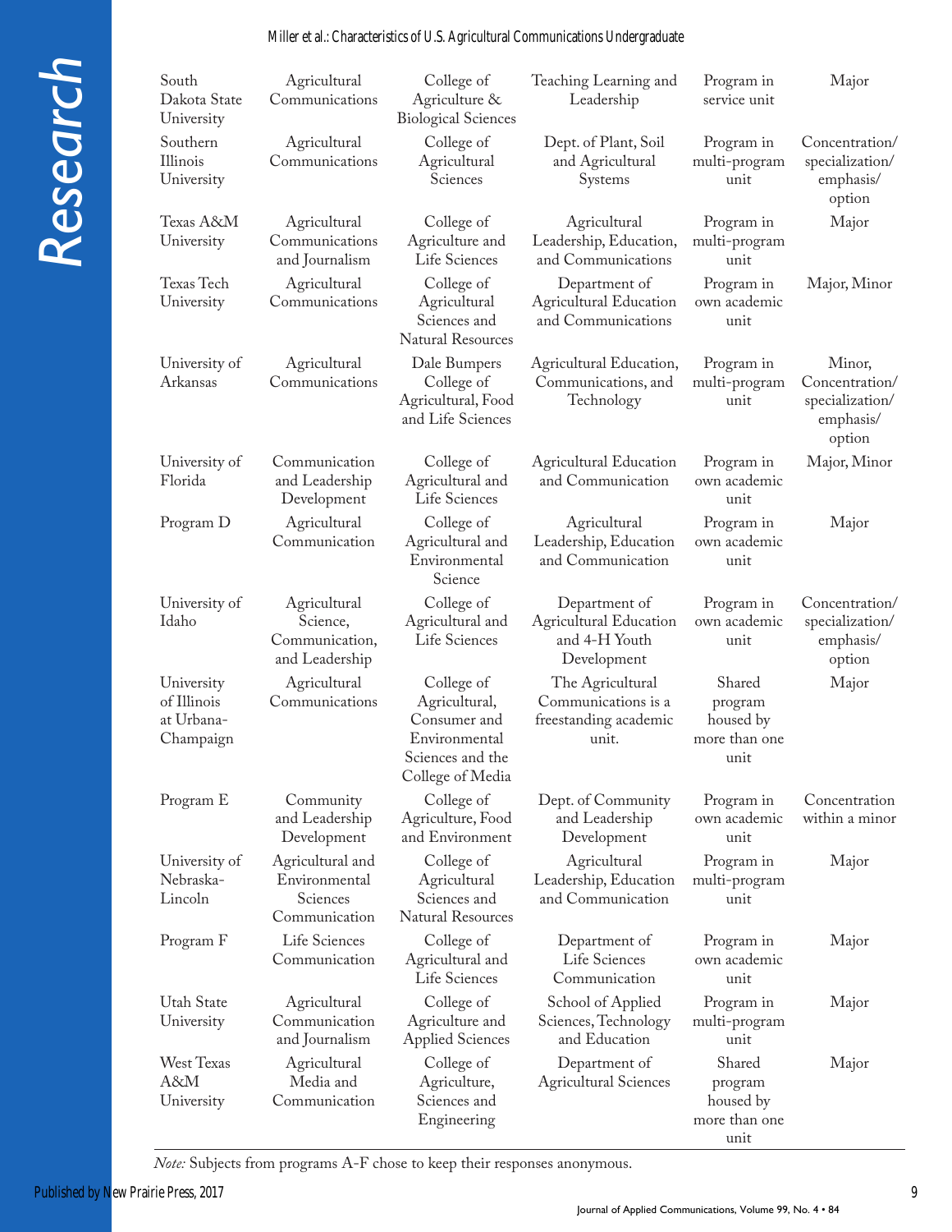| | | | | | |
|---|---|---|---|---|---|
| South Dakota State University | Agricultural Communications | College of Agriculture & Biological Sciences | Teaching Learning and Leadership | Program in service unit | Major |
| Southern Illinois University | Agricultural Communications | College of Agricultural Sciences | Dept. of Plant, Soil and Agricultural Systems | Program in multi-program unit | Concentration/ specialization/ emphasis/ option |
| Texas A&M University | Agricultural Communications and Journalism | College of Agriculture and Life Sciences | Agricultural Leadership, Education, and Communications | Program in multi-program unit | Major |
| Texas Tech University | Agricultural Communications | College of Agricultural Sciences and Natural Resources | Department of Agricultural Education and Communications | Program in own academic unit | Major, Minor |
| University of Arkansas | Agricultural Communications | Dale Bumpers College of Agricultural, Food and Life Sciences | Agricultural Education, Communications, and Technology | Program in multi-program unit | Minor, Concentration/ specialization/ emphasis/ option |
| University of Florida | Communication and Leadership Development | College of Agricultural and Life Sciences | Agricultural Education and Communication | Program in own academic unit | Major, Minor |
| Program D | Agricultural Communication | College of Agricultural and Environmental Science | Agricultural Leadership, Education and Communication | Program in own academic unit | Major |
| University of Idaho | Agricultural Science, Communication, and Leadership | College of Agricultural and Life Sciences | Department of Agricultural Education and 4-H Youth Development | Program in own academic unit | Concentration/ specialization/ emphasis/ option |
| University of Illinois at Urbana-Champaign | Agricultural Communications | College of Agricultural, Consumer and Environmental Sciences and the College of Media | The Agricultural Communications is a freestanding academic unit. | Shared program housed by more than one unit | Major |
| Program E | Community and Leadership Development | College of Agriculture, Food and Environment | Dept. of Community and Leadership Development | Program in own academic unit | Concentration within a minor |
| University of Nebraska-Lincoln | Agricultural and Environmental Sciences Communication | College of Agricultural Sciences and Natural Resources | Agricultural Leadership, Education and Communication | Program in multi-program unit | Major |
| Program F | Life Sciences Communication | College of Agricultural and Life Sciences | Department of Life Sciences Communication | Program in own academic unit | Major |
| Utah State University | Agricultural Communication and Journalism | College of Agriculture and Applied Sciences | School of Applied Sciences, Technology and Education | Program in multi-program unit | Major |
| West Texas A&M University | Agricultural Media and Communication | College of Agriculture, Sciences and Engineering | Department of Agricultural Sciences | Shared program housed by more than one unit | Major |

*Note:* Subjects from programs A-F chose to keep their responses anonymous.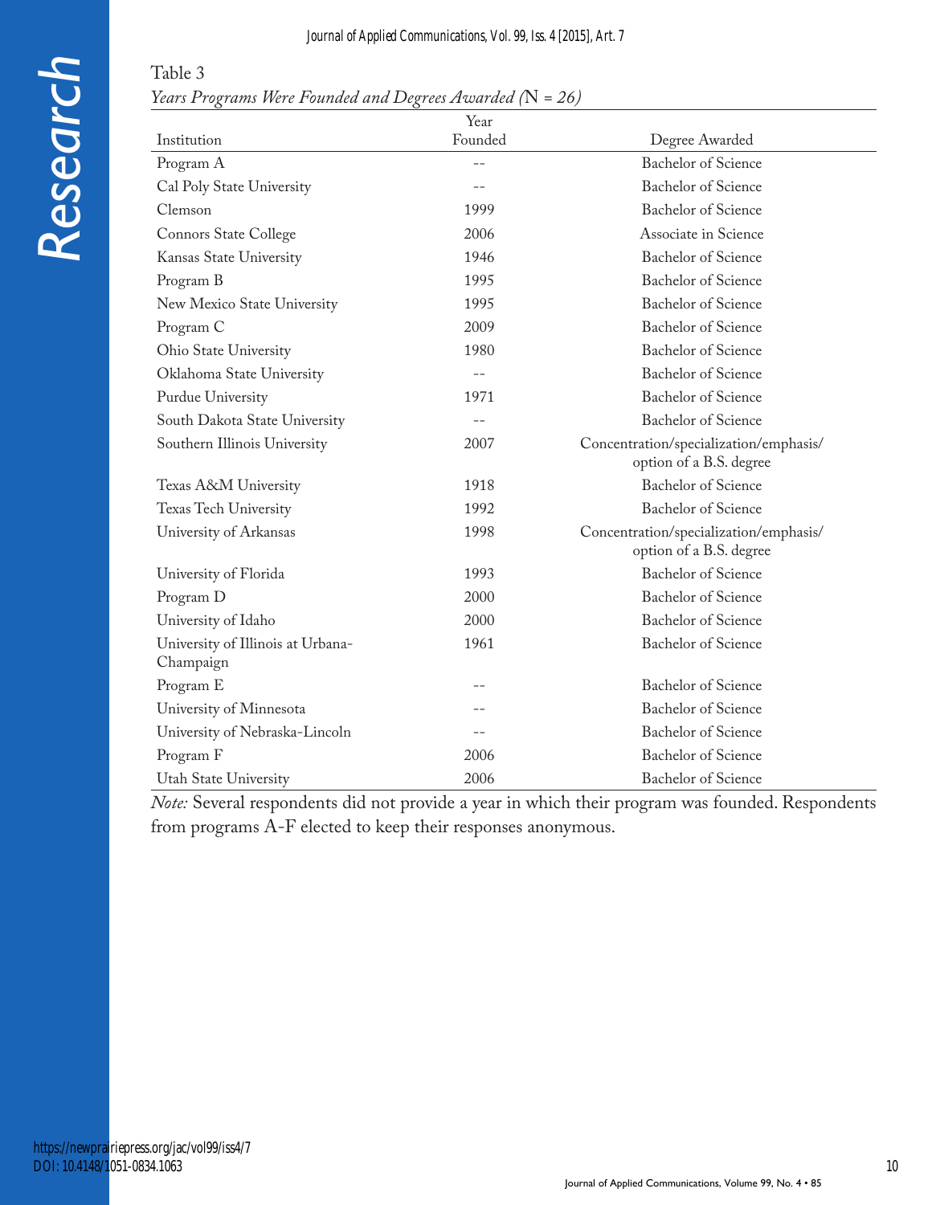Table 3

*Years Programs Were Founded and Degrees Awarded (N = 26)*

| Institution | Year Founded | Degree Awarded |
|---|---|---|
| Program A | -- | Bachelor of Science |
| Cal Poly State University | -- | Bachelor of Science |
| Clemson | 1999 | Bachelor of Science |
| Connors State College | 2006 | Associate in Science |
| Kansas State University | 1946 | Bachelor of Science |
| Program B | 1995 | Bachelor of Science |
| New Mexico State University | 1995 | Bachelor of Science |
| Program C | 2009 | Bachelor of Science |
| Ohio State University | 1980 | Bachelor of Science |
| Oklahoma State University | -- | Bachelor of Science |
| Purdue University | 1971 | Bachelor of Science |
| South Dakota State University | -- | Bachelor of Science |
| Southern Illinois University | 2007 | Concentration/specialization/emphasis/ option of a B.S. degree |
| Texas A&M University | 1918 | Bachelor of Science |
| Texas Tech University | 1992 | Bachelor of Science |
| University of Arkansas | 1998 | Concentration/specialization/emphasis/ option of a B.S. degree |
| University of Florida | 1993 | Bachelor of Science |
| Program D | 2000 | Bachelor of Science |
| University of Idaho | 2000 | Bachelor of Science |
| University of Illinois at Urbana-Champaign | 1961 | Bachelor of Science |
| Program E | -- | Bachelor of Science |
| University of Minnesota | -- | Bachelor of Science |
| University of Nebraska-Lincoln | -- | Bachelor of Science |
| Program F | 2006 | Bachelor of Science |
| Utah State University | 2006 | Bachelor of Science |

*Note:* Several respondents did not provide a year in which their program was founded. Respondents from programs A-F elected to keep their responses anonymous.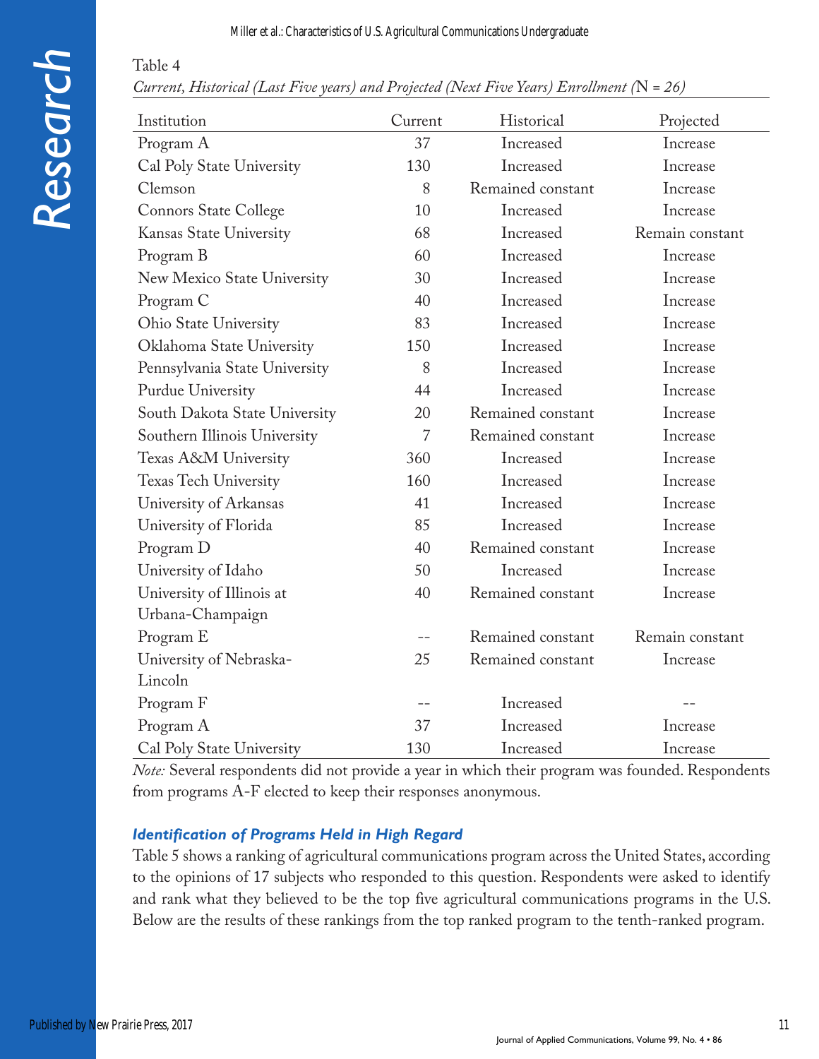Table 4

*Current, Historical (Last Five years) and Projected (Next Five Years) Enrollment (*N = 26)

| Institution | Current | Historical | Projected |
|---|---|---|---|
| Program A | 37 | Increased | Increase |
| Cal Poly State University | 130 | Increased | Increase |
| Clemson | 8 | Remained constant | Increase |
| Connors State College | 10 | Increased | Increase |
| Kansas State University | 68 | Increased | Remain constant |
| Program B | 60 | Increased | Increase |
| New Mexico State University | 30 | Increased | Increase |
| Program C | 40 | Increased | Increase |
| Ohio State University | 83 | Increased | Increase |
| Oklahoma State University | 150 | Increased | Increase |
| Pennsylvania State University | 8 | Increased | Increase |
| Purdue University | 44 | Increased | Increase |
| South Dakota State University | 20 | Remained constant | Increase |
| Southern Illinois University | 7 | Remained constant | Increase |
| Texas A&M University | 360 | Increased | Increase |
| Texas Tech University | 160 | Increased | Increase |
| University of Arkansas | 41 | Increased | Increase |
| University of Florida | 85 | Increased | Increase |
| Program D | 40 | Remained constant | Increase |
| University of Idaho | 50 | Increased | Increase |
| University of Illinois at Urbana-Champaign | 40 | Remained constant | Increase |
| Program E | -- | Remained constant | Remain constant |
| University of Nebraska-Lincoln | 25 | Remained constant | Increase |
| Program F | -- | Increased | -- |
| Program A | 37 | Increased | Increase |
| Cal Poly State University | 130 | Increased | Increase |

*Note:* Several respondents did not provide a year in which their program was founded. Respondents from programs A-F elected to keep their responses anonymous.

### *Identification of Programs Held in High Regard*

Table 5 shows a ranking of agricultural communications program across the United States, according to the opinions of 17 subjects who responded to this question. Respondents were asked to identify and rank what they believed to be the top five agricultural communications programs in the U.S. Below are the results of these rankings from the top ranked program to the tenth-ranked program.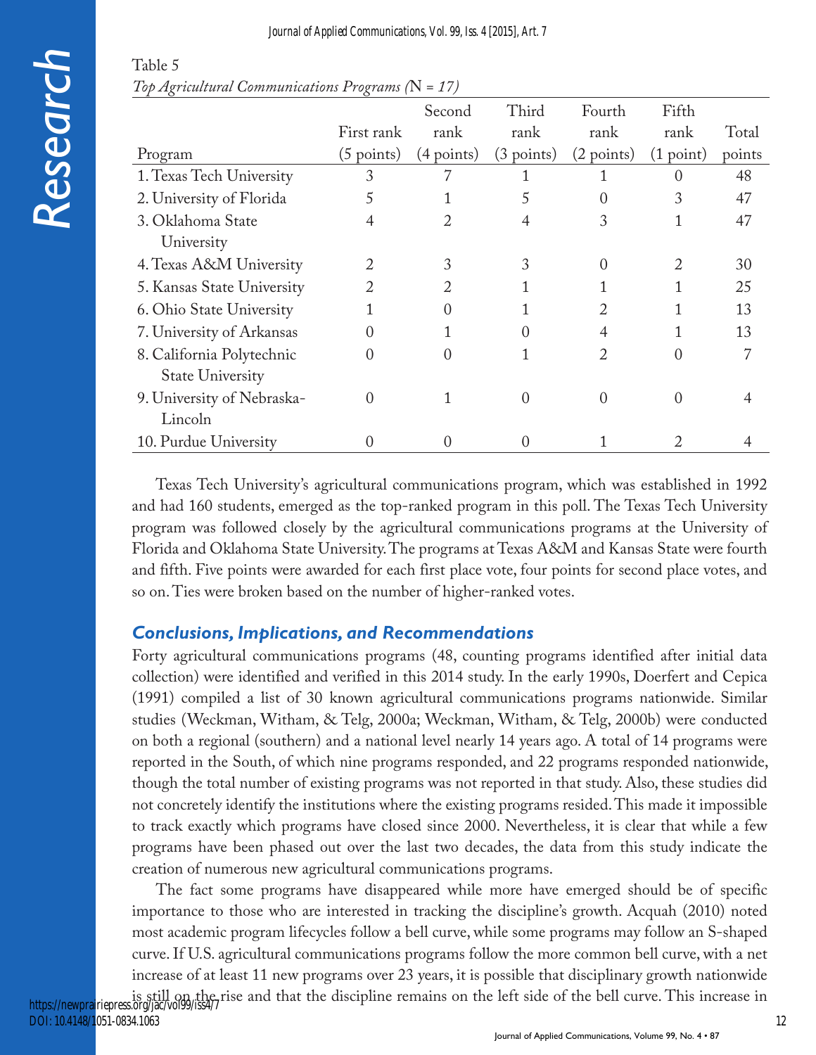Table 5

*Top Agricultural Communications Programs (*N *= 17)*

| Program | First rank (5 points) | Second rank (4 points) | Third rank (3 points) | Fourth rank (2 points) | Fifth rank (1 point) | Total points |
|---|---|---|---|---|---|---|
| 1. Texas Tech University | 3 | 7 | 1 | 1 | 0 | 48 |
| 2. University of Florida | 5 | 1 | 5 | 0 | 3 | 47 |
| 3. Oklahoma State University | 4 | 2 | 4 | 3 | 1 | 47 |
| 4. Texas A&M University | 2 | 3 | 3 | 0 | 2 | 30 |
| 5. Kansas State University | 2 | 2 | 1 | 1 | 1 | 25 |
| 6. Ohio State University | 1 | 0 | 1 | 2 | 1 | 13 |
| 7. University of Arkansas | 0 | 1 | 0 | 4 | 1 | 13 |
| 8. California Polytechnic State University | 0 | 0 | 1 | 2 | 0 | 7 |
| 9. University of Nebraska-Lincoln | 0 | 1 | 0 | 0 | 0 | 4 |
| 10. Purdue University | 0 | 0 | 0 | 1 | 2 | 4 |

Texas Tech University's agricultural communications program, which was established in 1992 and had 160 students, emerged as the top-ranked program in this poll. The Texas Tech University program was followed closely by the agricultural communications programs at the University of Florida and Oklahoma State University. The programs at Texas A&M and Kansas State were fourth and fifth. Five points were awarded for each first place vote, four points for second place votes, and so on. Ties were broken based on the number of higher-ranked votes.

## *Conclusions, Implications, and Recommendations*

Forty agricultural communications programs (48, counting programs identified after initial data collection) were identified and verified in this 2014 study. In the early 1990s, Doerfert and Cepica (1991) compiled a list of 30 known agricultural communications programs nationwide. Similar studies (Weckman, Witham, & Telg, 2000a; Weckman, Witham, & Telg, 2000b) were conducted on both a regional (southern) and a national level nearly 14 years ago. A total of 14 programs were reported in the South, of which nine programs responded, and 22 programs responded nationwide, though the total number of existing programs was not reported in that study. Also, these studies did not concretely identify the institutions where the existing programs resided. This made it impossible to track exactly which programs have closed since 2000. Nevertheless, it is clear that while a few programs have been phased out over the last two decades, the data from this study indicate the creation of numerous new agricultural communications programs.

The fact some programs have disappeared while more have emerged should be of specific importance to those who are interested in tracking the discipline's growth. Acquah (2010) noted most academic program lifecycles follow a bell curve, while some programs may follow an S-shaped curve. If U.S. agricultural communications programs follow the more common bell curve, with a net increase of at least 11 new programs over 23 years, it is possible that disciplinary growth nationwide is still on the rise and that the discipline remains on the left side of the bell curve. This increase in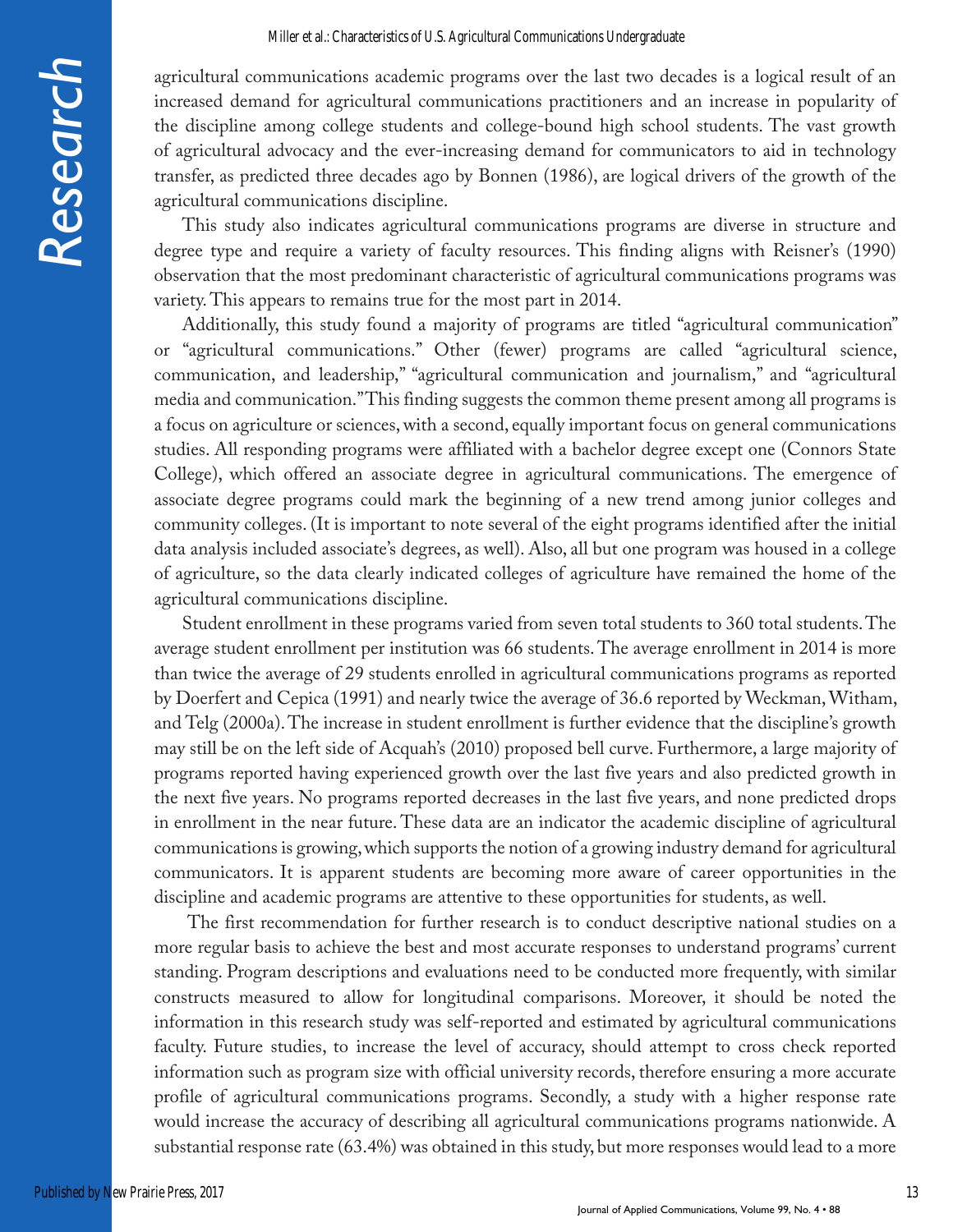agricultural communications academic programs over the last two decades is a logical result of an increased demand for agricultural communications practitioners and an increase in popularity of the discipline among college students and college-bound high school students. The vast growth of agricultural advocacy and the ever-increasing demand for communicators to aid in technology transfer, as predicted three decades ago by Bonnen (1986), are logical drivers of the growth of the agricultural communications discipline.

This study also indicates agricultural communications programs are diverse in structure and degree type and require a variety of faculty resources. This finding aligns with Reisner's (1990) observation that the most predominant characteristic of agricultural communications programs was variety. This appears to remains true for the most part in 2014.

Additionally, this study found a majority of programs are titled "agricultural communication" or "agricultural communications." Other (fewer) programs are called "agricultural science, communication, and leadership," "agricultural communication and journalism," and "agricultural media and communication." This finding suggests the common theme present among all programs is a focus on agriculture or sciences, with a second, equally important focus on general communications studies. All responding programs were affiliated with a bachelor degree except one (Connors State College), which offered an associate degree in agricultural communications. The emergence of associate degree programs could mark the beginning of a new trend among junior colleges and community colleges. (It is important to note several of the eight programs identified after the initial data analysis included associate's degrees, as well). Also, all but one program was housed in a college of agriculture, so the data clearly indicated colleges of agriculture have remained the home of the agricultural communications discipline.

Student enrollment in these programs varied from seven total students to 360 total students. The average student enrollment per institution was 66 students. The average enrollment in 2014 is more than twice the average of 29 students enrolled in agricultural communications programs as reported by Doerfert and Cepica (1991) and nearly twice the average of 36.6 reported by Weckman, Witham, and Telg (2000a). The increase in student enrollment is further evidence that the discipline's growth may still be on the left side of Acquah's (2010) proposed bell curve. Furthermore, a large majority of programs reported having experienced growth over the last five years and also predicted growth in the next five years. No programs reported decreases in the last five years, and none predicted drops in enrollment in the near future. These data are an indicator the academic discipline of agricultural communications is growing, which supports the notion of a growing industry demand for agricultural communicators. It is apparent students are becoming more aware of career opportunities in the discipline and academic programs are attentive to these opportunities for students, as well.

The first recommendation for further research is to conduct descriptive national studies on a more regular basis to achieve the best and most accurate responses to understand programs' current standing. Program descriptions and evaluations need to be conducted more frequently, with similar constructs measured to allow for longitudinal comparisons. Moreover, it should be noted the information in this research study was self-reported and estimated by agricultural communications faculty. Future studies, to increase the level of accuracy, should attempt to cross check reported information such as program size with official university records, therefore ensuring a more accurate profile of agricultural communications programs. Secondly, a study with a higher response rate would increase the accuracy of describing all agricultural communications programs nationwide. A substantial response rate (63.4%) was obtained in this study, but more responses would lead to a more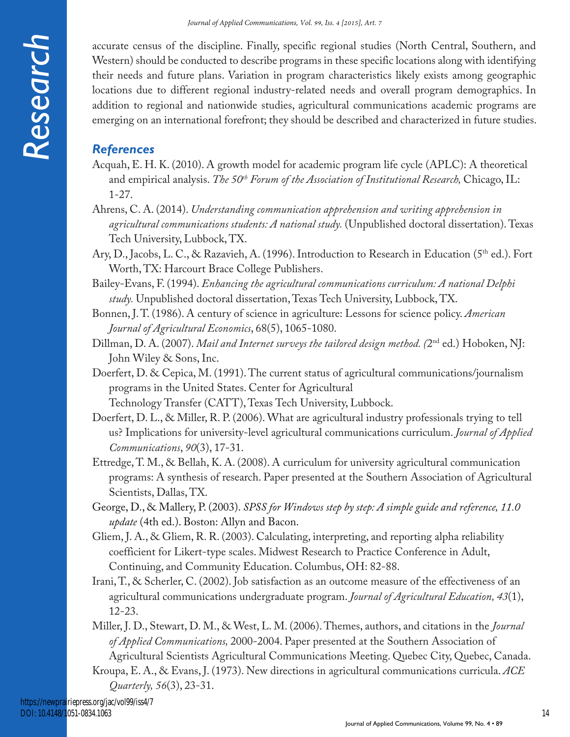accurate census of the discipline. Finally, specific regional studies (North Central, Southern, and Western) should be conducted to describe programs in these specific locations along with identifying their needs and future plans. Variation in program characteristics likely exists among geographic locations due to different regional industry-related needs and overall program demographics. In addition to regional and nationwide studies, agricultural communications academic programs are emerging on an international forefront; they should be described and characterized in future studies.

## *References*

Acquah, E. H. K. (2010). A growth model for academic program life cycle (APLC): A theoretical and empirical analysis. *The 50th Forum of the Association of Institutional Research,* Chicago, IL: 1-27.

Ahrens, C. A. (2014). *Understanding communication apprehension and writing apprehension in agricultural communications students: A national study.* (Unpublished doctoral dissertation). Texas Tech University, Lubbock, TX.

Ary, D., Jacobs, L. C., & Razavieh, A. (1996). Introduction to Research in Education (5th ed.). Fort Worth, TX: Harcourt Brace College Publishers.

Bailey-Evans, F. (1994). *Enhancing the agricultural communications curriculum: A national Delphi study.* Unpublished doctoral dissertation, Texas Tech University, Lubbock, TX.

Bonnen, J. T. (1986). A century of science in agriculture: Lessons for science policy. *American Journal of Agricultural Economics*, 68(5), 1065-1080.

Dillman, D. A. (2007). *Mail and Internet surveys the tailored design method. (*2nd ed.) Hoboken, NJ: John Wiley & Sons, Inc.

Doerfert, D. & Cepica, M. (1991). The current status of agricultural communications/journalism programs in the United States. Center for Agricultural Technology Transfer (CATT), Texas Tech University, Lubbock.

Doerfert, D. L., & Miller, R. P. (2006). What are agricultural industry professionals trying to tell us? Implications for university-level agricultural communications curriculum. *Journal of Applied Communications*, *90*(3), 17-31.

Ettredge, T. M., & Bellah, K. A. (2008). A curriculum for university agricultural communication programs: A synthesis of research. Paper presented at the Southern Association of Agricultural Scientists, Dallas, TX.

George, D., & Mallery, P. (2003). *SPSS for Windows step by step: A simple guide and reference, 11.0 update* (4th ed.). Boston: Allyn and Bacon.

Gliem, J. A., & Gliem, R. R. (2003). Calculating, interpreting, and reporting alpha reliability coefficient for Likert-type scales. Midwest Research to Practice Conference in Adult, Continuing, and Community Education. Columbus, OH: 82-88.

Irani, T., & Scherler, C. (2002). Job satisfaction as an outcome measure of the effectiveness of an agricultural communications undergraduate program. *Journal of Agricultural Education, 43*(1), 12-23.

Miller, J. D., Stewart, D. M., & West, L. M. (2006). Themes, authors, and citations in the *Journal of Applied Communications,* 2000-2004. Paper presented at the Southern Association of Agricultural Scientists Agricultural Communications Meeting. Quebec City, Quebec, Canada.

Kroupa, E. A., & Evans, J. (1973). New directions in agricultural communications curricula. *ACE Quarterly, 56*(3), 23-31.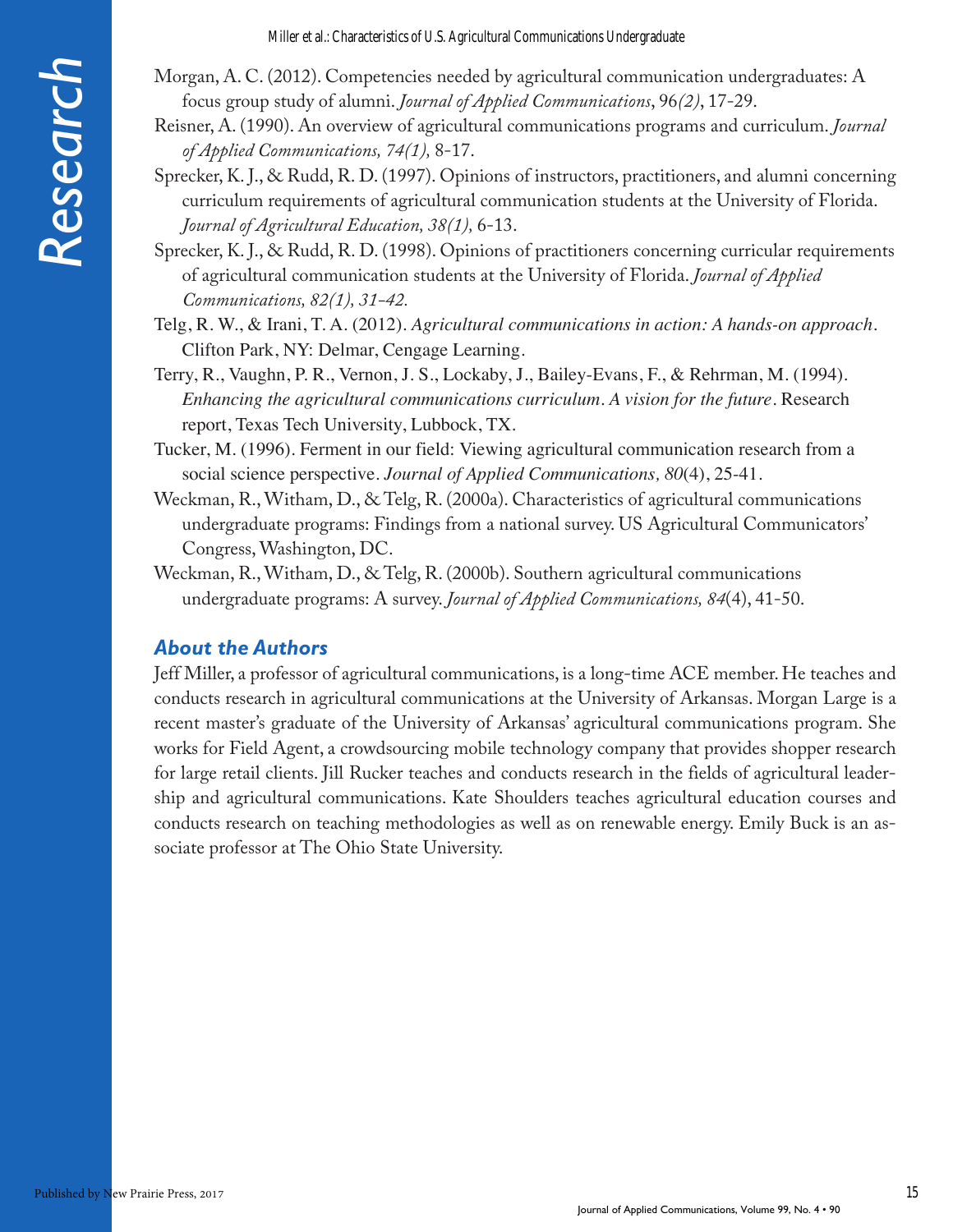Morgan, A. C. (2012). Competencies needed by agricultural communication undergraduates: A focus group study of alumni. *Journal of Applied Communications*, 96*(2)*, 17-29.

Reisner, A. (1990). An overview of agricultural communications programs and curriculum. *Journal of Applied Communications, 74(1),* 8-17.

Sprecker, K. J., & Rudd, R. D. (1997). Opinions of instructors, practitioners, and alumni concerning curriculum requirements of agricultural communication students at the University of Florida. *Journal of Agricultural Education, 38(1),* 6-13.

Sprecker, K. J., & Rudd, R. D. (1998). Opinions of practitioners concerning curricular requirements of agricultural communication students at the University of Florida. *Journal of Applied Communications, 82(1), 31-42.*

Telg, R. W., & Irani, T. A. (2012). *Agricultural communications in action: A hands-on approach*. Clifton Park, NY: Delmar, Cengage Learning.

Terry, R., Vaughn, P. R., Vernon, J. S., Lockaby, J., Bailey-Evans, F., & Rehrman, M. (1994). *Enhancing the agricultural communications curriculum. A vision for the future*. Research report, Texas Tech University, Lubbock, TX.

Tucker, M. (1996). Ferment in our field: Viewing agricultural communication research from a social science perspective. *Journal of Applied Communications, 80*(4), 25-41.

Weckman, R., Witham, D., & Telg, R. (2000a). Characteristics of agricultural communications undergraduate programs: Findings from a national survey. US Agricultural Communicators' Congress, Washington, DC.

Weckman, R., Witham, D., & Telg, R. (2000b). Southern agricultural communications undergraduate programs: A survey. *Journal of Applied Communications, 84*(4), 41-50.

## About the Authors

Jeff Miller, a professor of agricultural communications, is a long-time ACE member. He teaches and conducts research in agricultural communications at the University of Arkansas. Morgan Large is a recent master's graduate of the University of Arkansas' agricultural communications program. She works for Field Agent, a crowdsourcing mobile technology company that provides shopper research for large retail clients. Jill Rucker teaches and conducts research in the fields of agricultural leadership and agricultural communications. Kate Shoulders teaches agricultural education courses and conducts research on teaching methodologies as well as on renewable energy. Emily Buck is an associate professor at The Ohio State University.